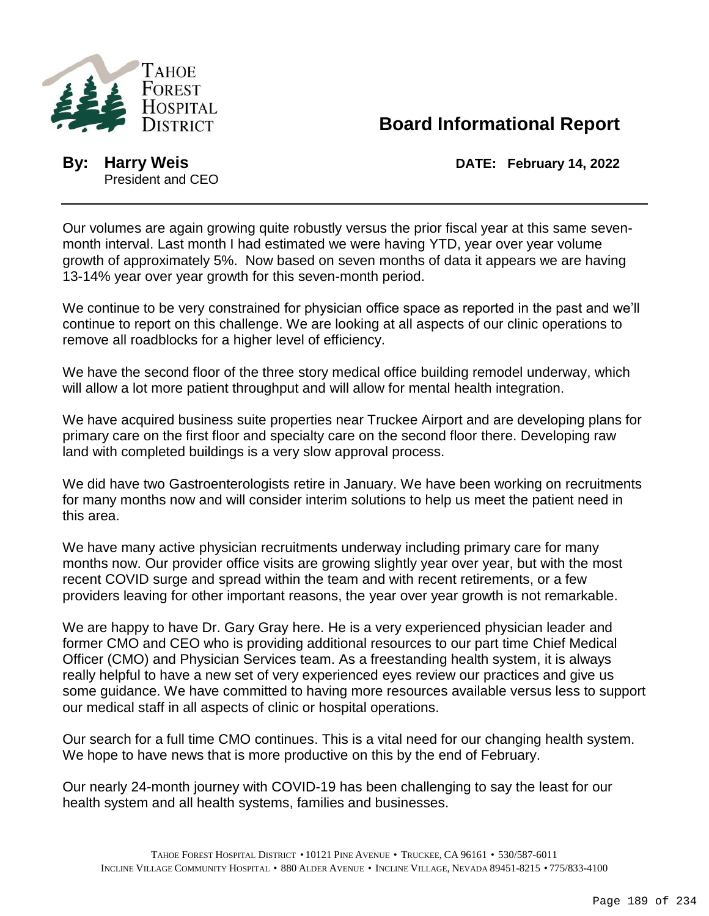# Board Informational Report

**By: Harry Weis**
President and CEO

**DATE: February 14, 2022**

---

Our volumes are again growing quite robustly versus the prior fiscal year at this same seven-month interval. Last month I had estimated we were having YTD, year over year volume growth of approximately 5%. Now based on seven months of data it appears we are having 13-14% year over year growth for this seven-month period.

We continue to be very constrained for physician office space as reported in the past and we'll continue to report on this challenge. We are looking at all aspects of our clinic operations to remove all roadblocks for a higher level of efficiency.

We have the second floor of the three story medical office building remodel underway, which will allow a lot more patient throughput and will allow for mental health integration.

We have acquired business suite properties near Truckee Airport and are developing plans for primary care on the first floor and specialty care on the second floor there. Developing raw land with completed buildings is a very slow approval process.

We did have two Gastroenterologists retire in January. We have been working on recruitments for many months now and will consider interim solutions to help us meet the patient need in this area.

We have many active physician recruitments underway including primary care for many months now. Our provider office visits are growing slightly year over year, but with the most recent COVID surge and spread within the team and with recent retirements, or a few providers leaving for other important reasons, the year over year growth is not remarkable.

We are happy to have Dr. Gary Gray here. He is a very experienced physician leader and former CMO and CEO who is providing additional resources to our part time Chief Medical Officer (CMO) and Physician Services team. As a freestanding health system, it is always really helpful to have a new set of very experienced eyes review our practices and give us some guidance. We have committed to having more resources available versus less to support our medical staff in all aspects of clinic or hospital operations.

Our search for a full time CMO continues. This is a vital need for our changing health system. We hope to have news that is more productive on this by the end of February.

Our nearly 24-month journey with COVID-19 has been challenging to say the least for our health system and all health systems, families and businesses.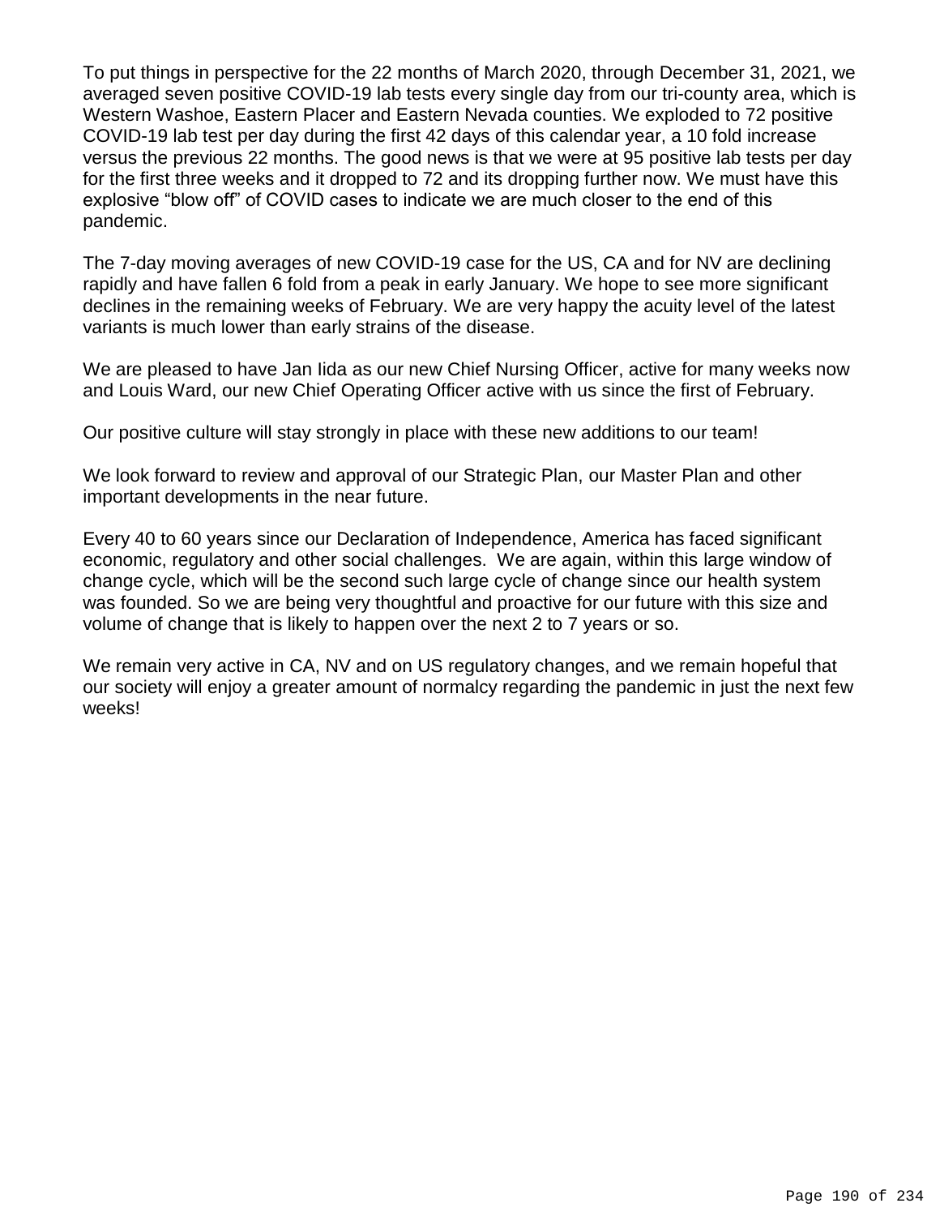To put things in perspective for the 22 months of March 2020, through December 31, 2021, we averaged seven positive COVID-19 lab tests every single day from our tri-county area, which is Western Washoe, Eastern Placer and Eastern Nevada counties. We exploded to 72 positive COVID-19 lab test per day during the first 42 days of this calendar year, a 10 fold increase versus the previous 22 months. The good news is that we were at 95 positive lab tests per day for the first three weeks and it dropped to 72 and its dropping further now. We must have this explosive “blow off” of COVID cases to indicate we are much closer to the end of this pandemic.

The 7-day moving averages of new COVID-19 case for the US, CA and for NV are declining rapidly and have fallen 6 fold from a peak in early January. We hope to see more significant declines in the remaining weeks of February. We are very happy the acuity level of the latest variants is much lower than early strains of the disease.

We are pleased to have Jan Iida as our new Chief Nursing Officer, active for many weeks now and Louis Ward, our new Chief Operating Officer active with us since the first of February.

Our positive culture will stay strongly in place with these new additions to our team!

We look forward to review and approval of our Strategic Plan, our Master Plan and other important developments in the near future.

Every 40 to 60 years since our Declaration of Independence, America has faced significant economic, regulatory and other social challenges. We are again, within this large window of change cycle, which will be the second such large cycle of change since our health system was founded. So we are being very thoughtful and proactive for our future with this size and volume of change that is likely to happen over the next 2 to 7 years or so.

We remain very active in CA, NV and on US regulatory changes, and we remain hopeful that our society will enjoy a greater amount of normalcy regarding the pandemic in just the next few weeks!